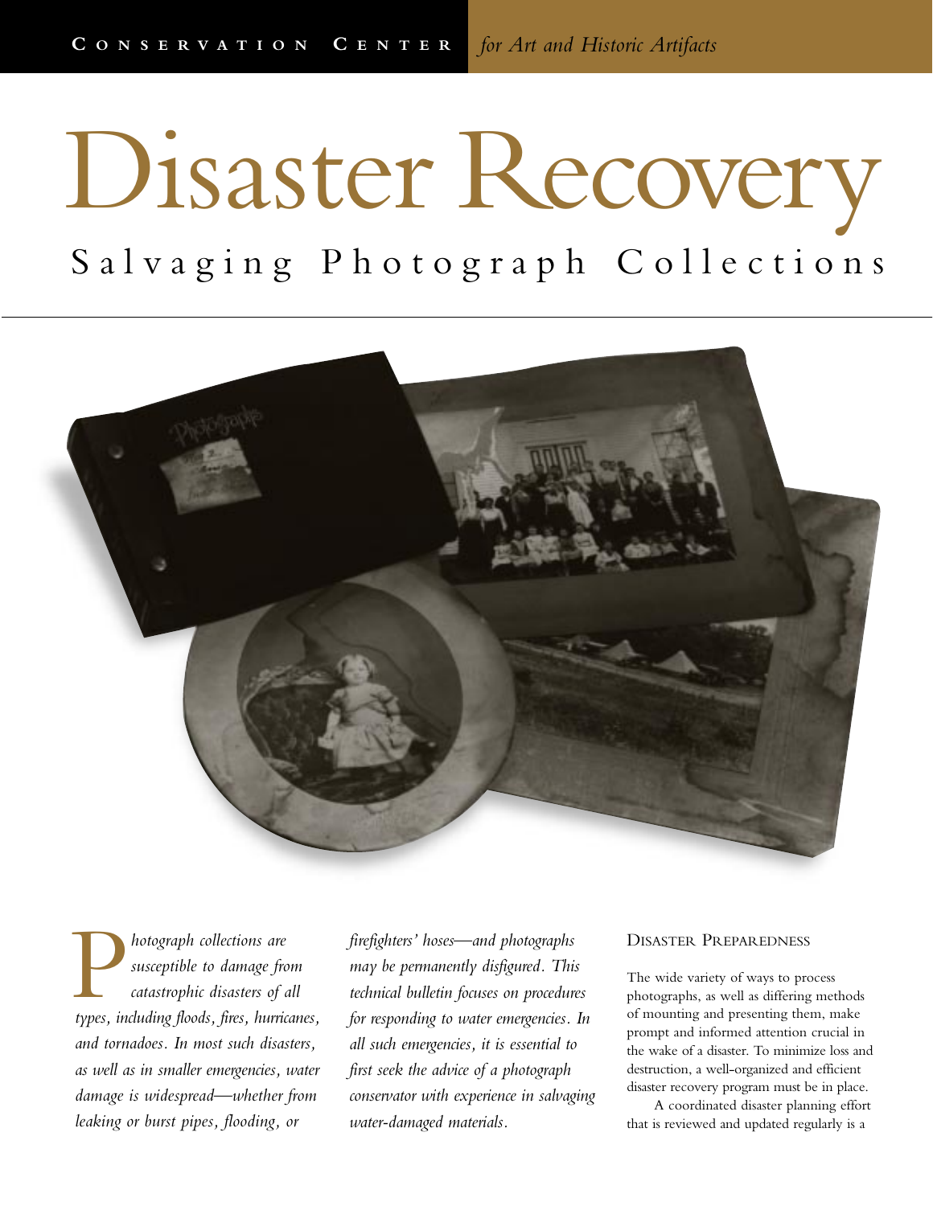Conservation Center *for Art and Historic Artifacts*

# Disaster Recovery

## Salvaging Photograph Collections

*Photograph collections are susceptible to damage from catastrophic disasters of all types, including floods, fires, hurricanes, and tornadoes. In most such disasters, as well as in smaller emergencies, water damage is widespread—whether from leaking or burst pipes, flooding, or firefighters' hoses—and photographs may be permanently disfigured. This technical bulletin focuses on procedures for responding to water emergencies. In all such emergencies, it is essential to first seek the advice of a photograph conservator with experience in salvaging water-damaged materials.*

### Disaster Preparedness

The wide variety of ways to process photographs, as well as differing methods of mounting and presenting them, make prompt and informed attention crucial in the wake of a disaster. To minimize loss and destruction, a well-organized and efficient disaster recovery program must be in place.

A coordinated disaster planning effort that is reviewed and updated regularly is a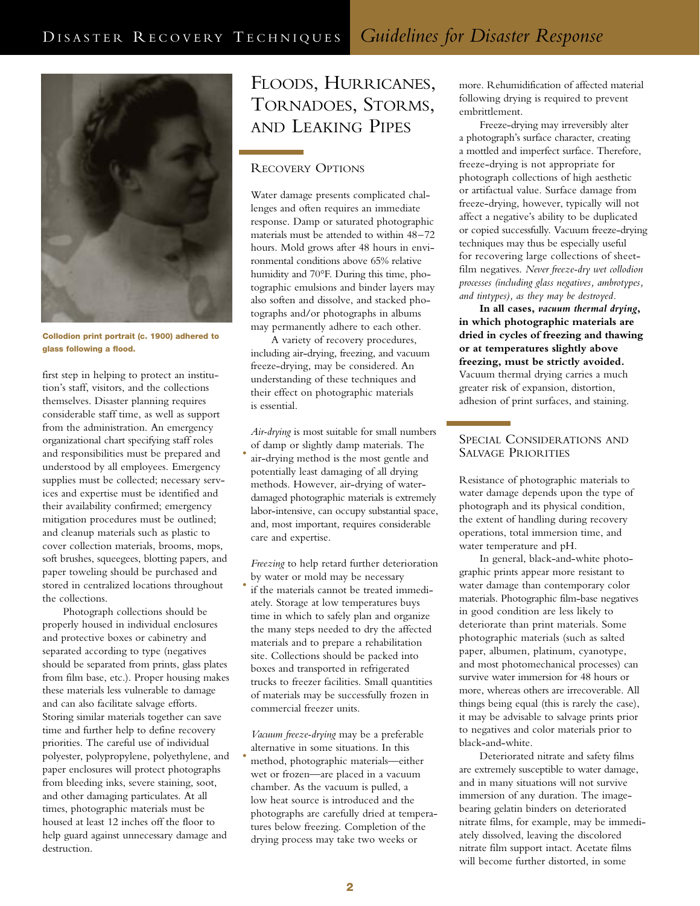Collodion print portrait (c. 1900) adhered to glass following a flood.

first step in helping to protect an institution's staff, visitors, and the collections themselves. Disaster planning requires considerable staff time, as well as support from the administration. An emergency organizational chart specifying staff roles and responsibilities must be prepared and understood by all employees. Emergency supplies must be collected; necessary services and expertise must be identified and their availability confirmed; emergency mitigation procedures must be outlined; and cleanup materials such as plastic to cover collection materials, brooms, mops, soft brushes, squeegees, blotting papers, and paper toweling should be purchased and stored in centralized locations throughout the collections.

Photograph collections should be properly housed in individual enclosures and protective boxes or cabinetry and separated according to type (negatives should be separated from prints, glass plates from film base, etc.). Proper housing makes these materials less vulnerable to damage and can also facilitate salvage efforts. Storing similar materials together can save time and further help to define recovery priorities. The careful use of individual polyester, polypropylene, polyethylene, and paper enclosures will protect photographs from bleeding inks, severe staining, soot, and other damaging particulates. At all times, photographic materials must be housed at least 12 inches off the floor to help guard against unnecessary damage and destruction.

# Floods, Hurricanes, Tornadoes, Storms, and Leaking Pipes

## Recovery Options

Water damage presents complicated challenges and often requires an immediate response. Damp or saturated photographic materials must be attended to within 48–72 hours. Mold grows after 48 hours in environmental conditions above 65% relative humidity and 70°F. During this time, photographic emulsions and binder layers may also soften and dissolve, and stacked photographs and/or photographs in albums may permanently adhere to each other.

A variety of recovery procedures, including air-drying, freezing, and vacuum freeze-drying, may be considered. An understanding of these techniques and their effect on photographic materials is essential.

- *Air-drying* is most suitable for small numbers of damp or slightly damp materials. The air-drying method is the most gentle and potentially least damaging of all drying methods. However, air-drying of water-damaged photographic materials is extremely labor-intensive, can occupy substantial space, and, most important, requires considerable care and expertise.

- *Freezing* to help retard further deterioration by water or mold may be necessary if the materials cannot be treated immediately. Storage at low temperatures buys time in which to safely plan and organize the many steps needed to dry the affected materials and to prepare a rehabilitation site. Collections should be packed into boxes and transported in refrigerated trucks to freezer facilities. Small quantities of materials may be successfully frozen in commercial freezer units.

- *Vacuum freeze-drying* may be a preferable alternative in some situations. In this method, photographic materials—either wet or frozen—are placed in a vacuum chamber. As the vacuum is pulled, a low heat source is introduced and the photographs are carefully dried at temperatures below freezing. Completion of the drying process may take two weeks or more. Rehumidification of affected material following drying is required to prevent embrittlement.

Freeze-drying may irreversibly alter a photograph's surface character, creating a mottled and imperfect surface. Therefore, freeze-drying is not appropriate for photograph collections of high aesthetic or artifactual value. Surface damage from freeze-drying, however, typically will not affect a negative's ability to be duplicated or copied successfully. Vacuum freeze-drying techniques may thus be especially useful for recovering large collections of sheet-film negatives. *Never freeze-dry wet collodion processes (including glass negatives, ambrotypes, and tintypes), as they may be destroyed.*

**In all cases, *vacuum thermal drying*, in which photographic materials are dried in cycles of freezing and thawing or at temperatures slightly above freezing, must be strictly avoided.** Vacuum thermal drying carries a much greater risk of expansion, distortion, adhesion of print surfaces, and staining.

## Special Considerations and Salvage Priorities

Resistance of photographic materials to water damage depends upon the type of photograph and its physical condition, the extent of handling during recovery operations, total immersion time, and water temperature and pH.

In general, black-and-white photographic prints appear more resistant to water damage than contemporary color materials. Photographic film-base negatives in good condition are less likely to deteriorate than print materials. Some photographic materials (such as salted paper, albumen, platinum, cyanotype, and most photomechanical processes) can survive water immersion for 48 hours or more, whereas others are irrecoverable. All things being equal (this is rarely the case), it may be advisable to salvage prints prior to negatives and color materials prior to black-and-white.

Deteriorated nitrate and safety films are extremely susceptible to water damage, and in many situations will not survive immersion of any duration. The image-bearing gelatin binders on deteriorated nitrate films, for example, may be immediately dissolved, leaving the discolored nitrate film support intact. Acetate films will become further distorted, in some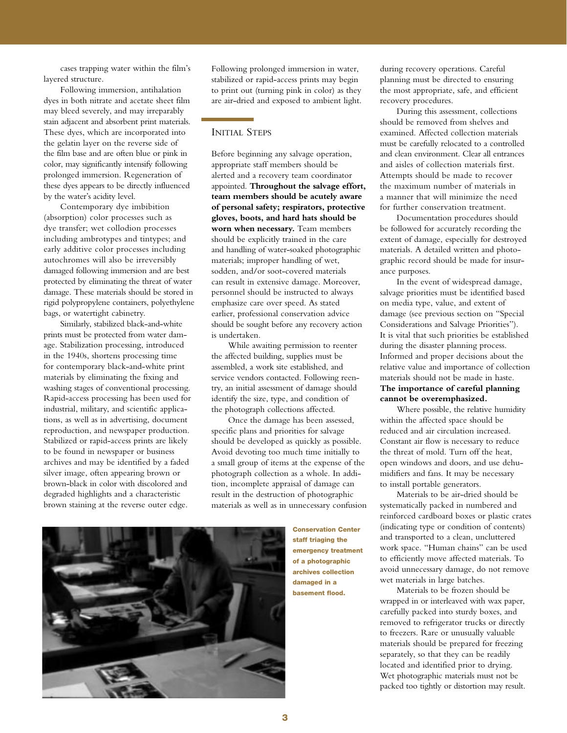cases trapping water within the film's layered structure.

Following immersion, antihalation dyes in both nitrate and acetate sheet film may bleed severely, and may irreparably stain adjacent and absorbent print materials. These dyes, which are incorporated into the gelatin layer on the reverse side of the film base and are often blue or pink in color, may significantly intensify following prolonged immersion. Regeneration of these dyes appears to be directly influenced by the water's acidity level.

Contemporary dye imbibition (absorption) color processes such as dye transfer; wet collodion processes including ambrotypes and tintypes; and early additive color processes including autochromes will also be irreversibly damaged following immersion and are best protected by eliminating the threat of water damage. These materials should be stored in rigid polypropylene containers, polyethylene bags, or watertight cabinetry.

Similarly, stabilized black-and-white prints must be protected from water damage. Stabilization processing, introduced in the 1940s, shortens processing time for contemporary black-and-white print materials by eliminating the fixing and washing stages of conventional processing. Rapid-access processing has been used for industrial, military, and scientific applications, as well as in advertising, document reproduction, and newspaper production. Stabilized or rapid-access prints are likely to be found in newspaper or business archives and may be identified by a faded silver image, often appearing brown or brown-black in color with discolored and degraded highlights and a characteristic brown staining at the reverse outer edge. Following prolonged immersion in water, stabilized or rapid-access prints may begin to print out (turning pink in color) as they are air-dried and exposed to ambient light.

## Initial Steps

Before beginning any salvage operation, appropriate staff members should be alerted and a recovery team coordinator appointed. **Throughout the salvage effort, team members should be acutely aware of personal safety; respirators, protective gloves, boots, and hard hats should be worn when necessary.** Team members should be explicitly trained in the care and handling of water-soaked photographic materials; improper handling of wet, sodden, and/or soot-covered materials can result in extensive damage. Moreover, personnel should be instructed to always emphasize care over speed. As stated earlier, professional conservation advice should be sought before any recovery action is undertaken.

While awaiting permission to reenter the affected building, supplies must be assembled, a work site established, and service vendors contacted. Following reentry, an initial assessment of damage should identify the size, type, and condition of the photograph collections affected.

Once the damage has been assessed, specific plans and priorities for salvage should be developed as quickly as possible. Avoid devoting too much time initially to a small group of items at the expense of the photograph collection as a whole. In addition, incomplete appraisal of damage can result in the destruction of photographic materials as well as in unnecessary confusion during recovery operations. Careful planning must be directed to ensuring the most appropriate, safe, and efficient recovery procedures.

During this assessment, collections should be removed from shelves and examined. Affected collection materials must be carefully relocated to a controlled and clean environment. Clear all entrances and aisles of collection materials first. Attempts should be made to recover the maximum number of materials in a manner that will minimize the need for further conservation treatment.

Documentation procedures should be followed for accurately recording the extent of damage, especially for destroyed materials. A detailed written and photographic record should be made for insurance purposes.

In the event of widespread damage, salvage priorities must be identified based on media type, value, and extent of damage (see previous section on "Special Considerations and Salvage Priorities"). It is vital that such priorities be established during the disaster planning process. Informed and proper decisions about the relative value and importance of collection materials should not be made in haste. **The importance of careful planning cannot be overemphasized.**

Where possible, the relative humidity within the affected space should be reduced and air circulation increased. Constant air flow is necessary to reduce the threat of mold. Turn off the heat, open windows and doors, and use dehumidifiers and fans. It may be necessary to install portable generators.

Materials to be air-dried should be systematically packed in numbered and reinforced cardboard boxes or plastic crates (indicating type or condition of contents) and transported to a clean, uncluttered work space. "Human chains" can be used to efficiently move affected materials. To avoid unnecessary damage, do not remove wet materials in large batches.

Materials to be frozen should be wrapped in or interleaved with wax paper, carefully packed into sturdy boxes, and removed to refrigerator trucks or directly to freezers. Rare or unusually valuable materials should be prepared for freezing separately, so that they can be readily located and identified prior to drying. Wet photographic materials must not be packed too tightly or distortion may result.

**Conservation Center staff triaging the emergency treatment of a photographic archives collection damaged in a basement flood.**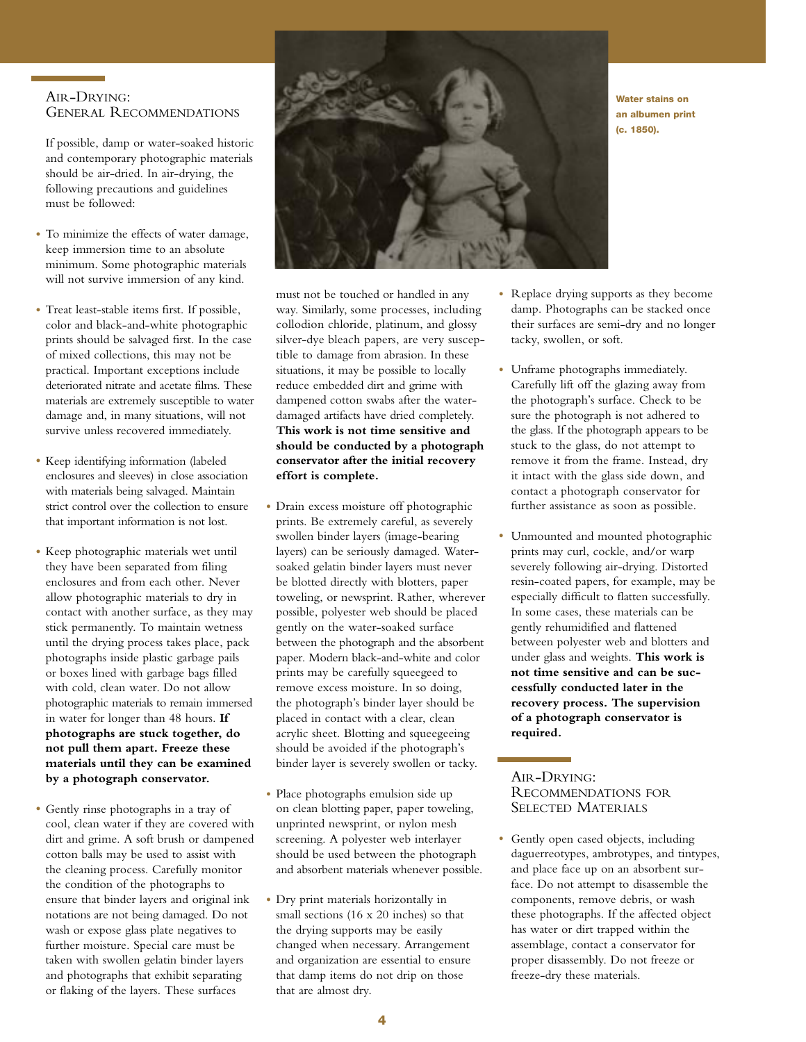## Air-Drying: General Recommendations

If possible, damp or water-soaked historic and contemporary photographic materials should be air-dried. In air-drying, the following precautions and guidelines must be followed:

- To minimize the effects of water damage, keep immersion time to an absolute minimum. Some photographic materials will not survive immersion of any kind.

- Treat least-stable items first. If possible, color and black-and-white photographic prints should be salvaged first. In the case of mixed collections, this may not be practical. Important exceptions include deteriorated nitrate and acetate films. These materials are extremely susceptible to water damage and, in many situations, will not survive unless recovered immediately.

- Keep identifying information (labeled enclosures and sleeves) in close association with materials being salvaged. Maintain strict control over the collection to ensure that important information is not lost.

- Keep photographic materials wet until they have been separated from filing enclosures and from each other. Never allow photographic materials to dry in contact with another surface, as they may stick permanently. To maintain wetness until the drying process takes place, pack photographs inside plastic garbage pails or boxes lined with garbage bags filled with cold, clean water. Do not allow photographic materials to remain immersed in water for longer than 48 hours. **If photographs are stuck together, do not pull them apart. Freeze these materials until they can be examined by a photograph conservator.**

- Gently rinse photographs in a tray of cool, clean water if they are covered with dirt and grime. A soft brush or dampened cotton balls may be used to assist with the cleaning process. Carefully monitor the condition of the photographs to ensure that binder layers and original ink notations are not being damaged. Do not wash or expose glass plate negatives to further moisture. Special care must be taken with swollen gelatin binder layers and photographs that exhibit separating or flaking of the layers. These surfaces must not be touched or handled in any way. Similarly, some processes, including collodion chloride, platinum, and glossy silver-dye bleach papers, are very susceptible to damage from abrasion. In these situations, it may be possible to locally reduce embedded dirt and grime with dampened cotton swabs after the water-damaged artifacts have dried completely. **This work is not time sensitive and should be conducted by a photograph conservator after the initial recovery effort is complete.**

- Drain excess moisture off photographic prints. Be extremely careful, as severely swollen binder layers (image-bearing layers) can be seriously damaged. Water-soaked gelatin binder layers must never be blotted directly with blotters, paper toweling, or newsprint. Rather, wherever possible, polyester web should be placed gently on the water-soaked surface between the photograph and the absorbent paper. Modern black-and-white and color prints may be carefully squeegeed to remove excess moisture. In so doing, the photograph's binder layer should be placed in contact with a clear, clean acrylic sheet. Blotting and squeegeeing should be avoided if the photograph's binder layer is severely swollen or tacky.

- Place photographs emulsion side up on clean blotting paper, paper toweling, unprinted newsprint, or nylon mesh screening. A polyester web interlayer should be used between the photograph and absorbent materials whenever possible.

- Dry print materials horizontally in small sections (16 x 20 inches) so that the drying supports may be easily changed when necessary. Arrangement and organization are essential to ensure that damp items do not drip on those that are almost dry.

Water stains on an albumen print (c. 1850).

- Replace drying supports as they become damp. Photographs can be stacked once their surfaces are semi-dry and no longer tacky, swollen, or soft.

- Unframe photographs immediately. Carefully lift off the glazing away from the photograph's surface. Check to be sure the photograph is not adhered to the glass. If the photograph appears to be stuck to the glass, do not attempt to remove it from the frame. Instead, dry it intact with the glass side down, and contact a photograph conservator for further assistance as soon as possible.

- Unmounted and mounted photographic prints may curl, cockle, and/or warp severely following air-drying. Distorted resin-coated papers, for example, may be especially difficult to flatten successfully. In some cases, these materials can be gently rehumidified and flattened between polyester web and blotters and under glass and weights. **This work is not time sensitive and can be successfully conducted later in the recovery process. The supervision of a photograph conservator is required.**

## Air-Drying: Recommendations for Selected Materials

- Gently open cased objects, including daguerreotypes, ambrotypes, and tintypes, and place face up on an absorbent surface. Do not attempt to disassemble the components, remove debris, or wash these photographs. If the affected object has water or dirt trapped within the assemblage, contact a conservator for proper disassembly. Do not freeze or freeze-dry these materials.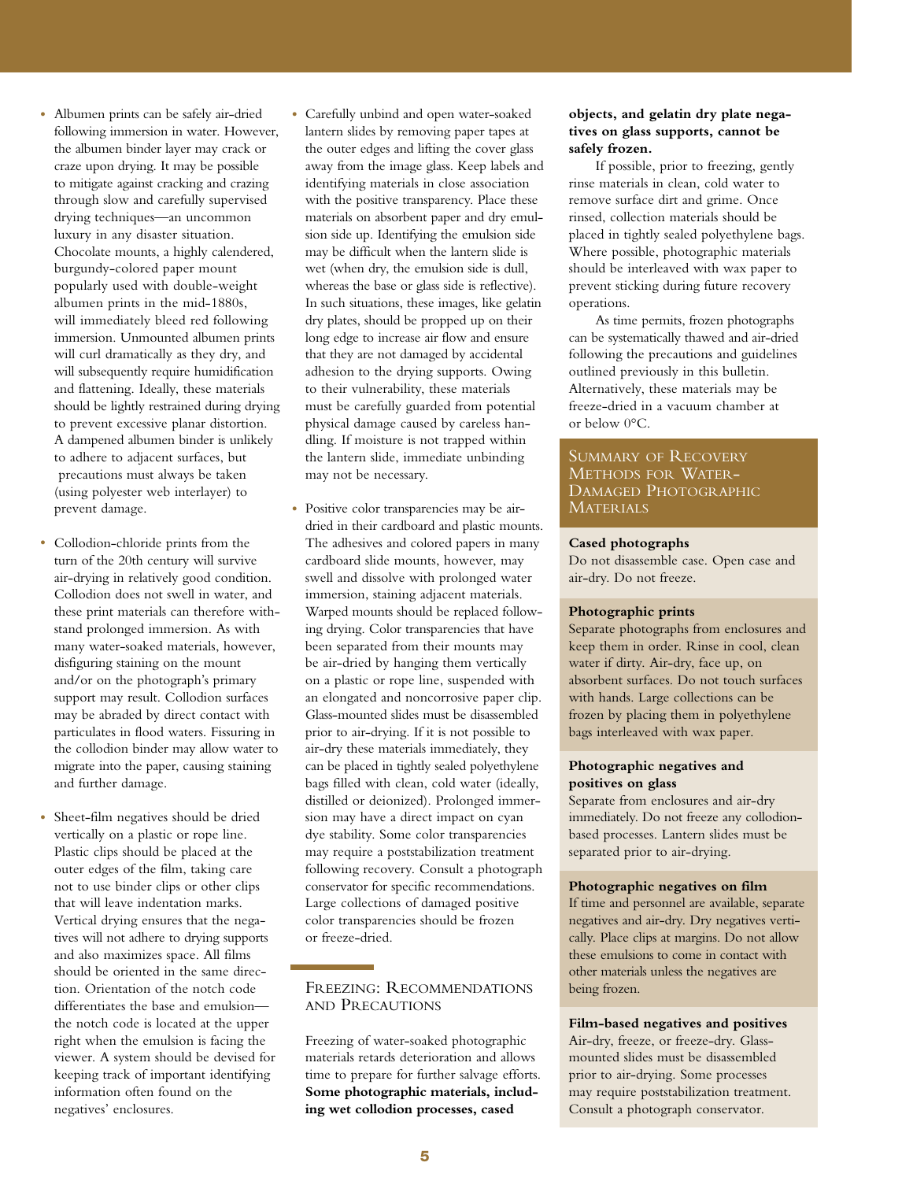- Albumen prints can be safely air-dried following immersion in water. However, the albumen binder layer may crack or craze upon drying. It may be possible to mitigate against cracking and crazing through slow and carefully supervised drying techniques—an uncommon luxury in any disaster situation. Chocolate mounts, a highly calendered, burgundy-colored paper mount popularly used with double-weight albumen prints in the mid-1880s, will immediately bleed red following immersion. Unmounted albumen prints will curl dramatically as they dry, and will subsequently require humidification and flattening. Ideally, these materials should be lightly restrained during drying to prevent excessive planar distortion. A dampened albumen binder is unlikely to adhere to adjacent surfaces, but precautions must always be taken (using polyester web interlayer) to prevent damage.

- Collodion-chloride prints from the turn of the 20th century will survive air-drying in relatively good condition. Collodion does not swell in water, and these print materials can therefore withstand prolonged immersion. As with many water-soaked materials, however, disfiguring staining on the mount and/or on the photograph's primary support may result. Collodion surfaces may be abraded by direct contact with particulates in flood waters. Fissuring in the collodion binder may allow water to migrate into the paper, causing staining and further damage.

- Sheet-film negatives should be dried vertically on a plastic or rope line. Plastic clips should be placed at the outer edges of the film, taking care not to use binder clips or other clips that will leave indentation marks. Vertical drying ensures that the negatives will not adhere to drying supports and also maximizes space. All films should be oriented in the same direction. Orientation of the notch code differentiates the base and emulsion—the notch code is located at the upper right when the emulsion is facing the viewer. A system should be devised for keeping track of important identifying information often found on the negatives' enclosures.

- Carefully unbind and open water-soaked lantern slides by removing paper tapes at the outer edges and lifting the cover glass away from the image glass. Keep labels and identifying materials in close association with the positive transparency. Place these materials on absorbent paper and dry emulsion side up. Identifying the emulsion side may be difficult when the lantern slide is wet (when dry, the emulsion side is dull, whereas the base or glass side is reflective). In such situations, these images, like gelatin dry plates, should be propped up on their long edge to increase air flow and ensure that they are not damaged by accidental adhesion to the drying supports. Owing to their vulnerability, these materials must be carefully guarded from potential physical damage caused by careless handling. If moisture is not trapped within the lantern slide, immediate unbinding may not be necessary.

- Positive color transparencies may be air-dried in their cardboard and plastic mounts. The adhesives and colored papers in many cardboard slide mounts, however, may swell and dissolve with prolonged water immersion, staining adjacent materials. Warped mounts should be replaced following drying. Color transparencies that have been separated from their mounts may be air-dried by hanging them vertically on a plastic or rope line, suspended with an elongated and noncorrosive paper clip. Glass-mounted slides must be disassembled prior to air-drying. If it is not possible to air-dry these materials immediately, they can be placed in tightly sealed polyethylene bags filled with clean, cold water (ideally, distilled or deionized). Prolonged immersion may have a direct impact on cyan dye stability. Some color transparencies may require a poststabilization treatment following recovery. Consult a photograph conservator for specific recommendations. Large collections of damaged positive color transparencies should be frozen or freeze-dried.

## Freezing: Recommendations and Precautions

Freezing of water-soaked photographic materials retards deterioration and allows time to prepare for further salvage efforts. **Some photographic materials, including wet collodion processes, cased objects, and gelatin dry plate negatives on glass supports, cannot be safely frozen.**

If possible, prior to freezing, gently rinse materials in clean, cold water to remove surface dirt and grime. Once rinsed, collection materials should be placed in tightly sealed polyethylene bags. Where possible, photographic materials should be interleaved with wax paper to prevent sticking during future recovery operations.

As time permits, frozen photographs can be systematically thawed and air-dried following the precautions and guidelines outlined previously in this bulletin. Alternatively, these materials may be freeze-dried in a vacuum chamber at or below 0°C.

## Summary of Recovery Methods for Water-Damaged Photographic Materials

**Cased photographs**
Do not disassemble case. Open case and air-dry. Do not freeze.

**Photographic prints**
Separate photographs from enclosures and keep them in order. Rinse in cool, clean water if dirty. Air-dry, face up, on absorbent surfaces. Do not touch surfaces with hands. Large collections can be frozen by placing them in polyethylene bags interleaved with wax paper.

**Photographic negatives and positives on glass**
Separate from enclosures and air-dry immediately. Do not freeze any collodion-based processes. Lantern slides must be separated prior to air-drying.

**Photographic negatives on film**
If time and personnel are available, separate negatives and air-dry. Dry negatives vertically. Place clips at margins. Do not allow these emulsions to come in contact with other materials unless the negatives are being frozen.

**Film-based negatives and positives**
Air-dry, freeze, or freeze-dry. Glass-mounted slides must be disassembled prior to air-drying. Some processes may require poststabilization treatment. Consult a photograph conservator.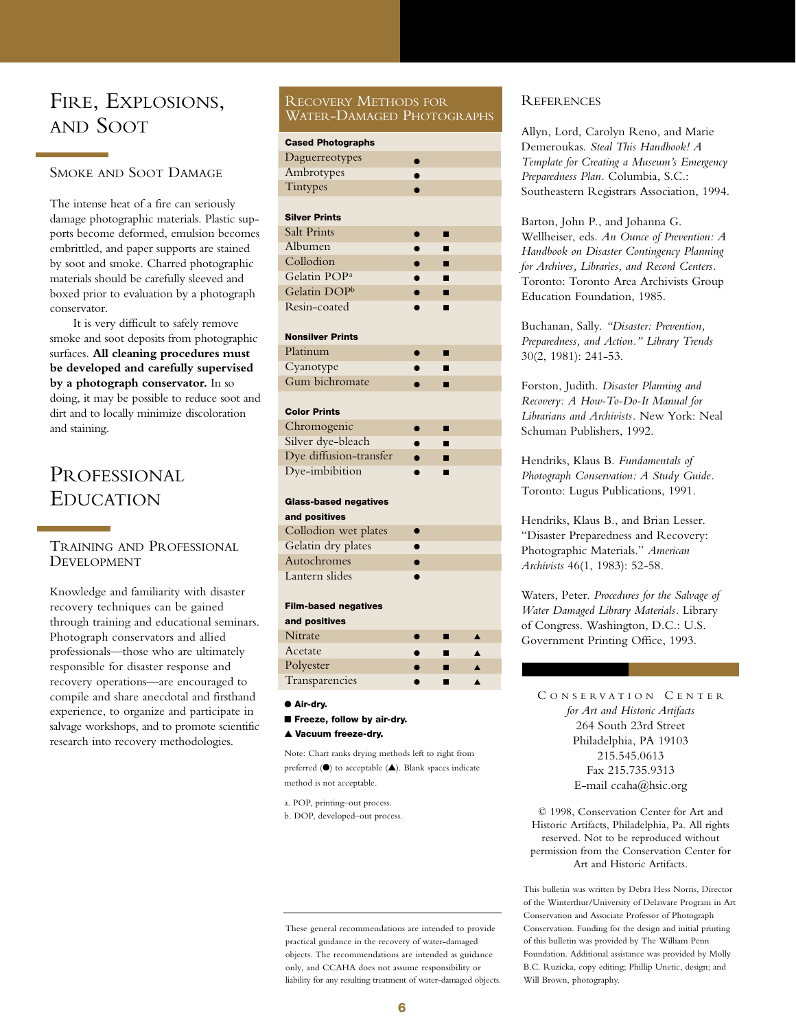# Fire, Explosions, and Soot

## Smoke and Soot Damage

The intense heat of a fire can seriously damage photographic materials. Plastic supports become deformed, emulsion becomes embrittled, and paper supports are stained by soot and smoke. Charred photographic materials should be carefully sleeved and boxed prior to evaluation by a photograph conservator.

It is very difficult to safely remove smoke and soot deposits from photographic surfaces. **All cleaning procedures must be developed and carefully supervised by a photograph conservator.** In so doing, it may be possible to reduce soot and dirt and to locally minimize discoloration and staining.

# Professional Education

## Training and Professional Development

Knowledge and familiarity with disaster recovery techniques can be gained through training and educational seminars. Photograph conservators and allied professionals—those who are ultimately responsible for disaster response and recovery operations—are encouraged to compile and share anecdotal and firsthand experience, to organize and participate in salvage workshops, and to promote scientific research into recovery methodologies.

## Recovery Methods for Water-Damaged Photographs

| | | | |
|---|---|---|---|
| **Cased Photographs** | | | |
| Daguerreotypes | ● | | |
| Ambrotypes | ● | | |
| Tintypes | ● | | |
| **Silver Prints** | | | |
| Salt Prints | ● | ■ | |
| Albumen | ● | ■ | |
| Collodion | ● | ■ | |
| Gelatin POP[a] | ● | ■ | |
| Gelatin DOP[b] | ● | ■ | |
| Resin-coated | ● | ■ | |
| **Nonsilver Prints** | | | |
| Platinum | ● | ■ | |
| Cyanotype | ● | ■ | |
| Gum bichromate | ● | ■ | |
| **Color Prints** | | | |
| Chromogenic | ● | ■ | |
| Silver dye-bleach | ● | ■ | |
| Dye diffusion-transfer | ● | ■ | |
| Dye-imbibition | ● | ■ | |
| **Glass-based negatives and positives** | | | |
| Collodion wet plates | ● | | |
| Gelatin dry plates | ● | | |
| Autochromes | ● | | |
| Lantern slides | ● | | |
| **Film-based negatives and positives** | | | |
| Nitrate | ● | ■ | ▲ |
| Acetate | ● | ■ | ▲ |
| Polyester | ● | ■ | ▲ |
| Transparencies | ● | ■ | ▲ |

● **Air-dry.**
■ **Freeze, follow by air-dry.**
▲ **Vacuum freeze-dry.**

Note: Chart ranks drying methods left to right from preferred (●) to acceptable (▲). Blank spaces indicate method is not acceptable.

a. POP, printing–out process.
b. DOP, developed–out process.

These general recommendations are intended to provide practical guidance in the recovery of water-damaged objects. The recommendations are intended as guidance only, and CCAHA does not assume responsibility or liability for any resulting treatment of water-damaged objects.

## References

Allyn, Lord, Carolyn Reno, and Marie Demeroukas. *Steal This Handbook! A Template for Creating a Museum's Emergency Preparedness Plan.* Columbia, S.C.: Southeastern Registrars Association, 1994.

Barton, John P., and Johanna G. Wellheiser, eds. *An Ounce of Prevention: A Handbook on Disaster Contingency Planning for Archives, Libraries, and Record Centers.* Toronto: Toronto Area Archivists Group Education Foundation, 1985.

Buchanan, Sally. *"Disaster: Prevention, Preparedness, and Action." Library Trends* 30(2, 1981): 241-53.

Forston, Judith. *Disaster Planning and Recovery: A How-To-Do-It Manual for Librarians and Archivists.* New York: Neal Schuman Publishers, 1992.

Hendriks, Klaus B. *Fundamentals of Photograph Conservation: A Study Guide.* Toronto: Lugus Publications, 1991.

Hendriks, Klaus B., and Brian Lesser. "Disaster Preparedness and Recovery: Photographic Materials." *American Archivists* 46(1, 1983): 52-58.

Waters, Peter. *Procedures for the Salvage of Water Damaged Library Materials.* Library of Congress. Washington, D.C.: U.S. Government Printing Office, 1993.

Conservation Center
*for Art and Historic Artifacts*
264 South 23rd Street
Philadelphia, PA 19103
215.545.0613
Fax 215.735.9313
E-mail ccaha@hsic.org

© 1998, Conservation Center for Art and Historic Artifacts, Philadelphia, Pa. All rights reserved. Not to be reproduced without permission from the Conservation Center for Art and Historic Artifacts.

This bulletin was written by Debra Hess Norris, Director of the Winterthur/University of Delaware Program in Art Conservation and Associate Professor of Photograph Conservation. Funding for the design and initial printing of this bulletin was provided by The William Penn Foundation. Additional assistance was provided by Molly B.C. Ruzicka, copy editing; Phillip Unetic, design; and Will Brown, photography.